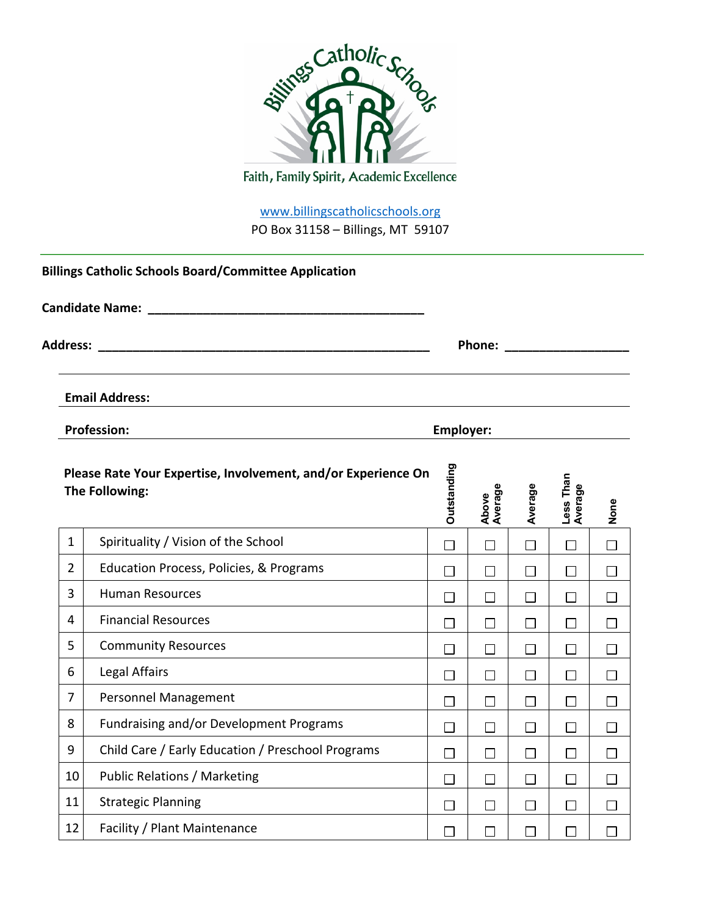Billings Catholic Schools

Faith, Family Spirit, Academic Excellence

www.billingscatholicschools.org
PO Box 31158 – Billings, MT  59107

**Billings Catholic Schools Board/Committee Application**

**Candidate Name:** ________________________________________

**Address:** __________________________________________________ **Phone:** __________________

**Email Address:**

**Profession:** **Employer:**

| | Please Rate Your Expertise, Involvement, and/or Experience On The Following: | Outstanding | Above Average | Average | Less Than Average | None |
|---|---|---|---|---|---|---|
| 1 | Spirituality / Vision of the School | ☐ | ☐ | ☐ | ☐ | ☐ |
| 2 | Education Process, Policies, & Programs | ☐ | ☐ | ☐ | ☐ | ☐ |
| 3 | Human Resources | ☐ | ☐ | ☐ | ☐ | ☐ |
| 4 | Financial Resources | ☐ | ☐ | ☐ | ☐ | ☐ |
| 5 | Community Resources | ☐ | ☐ | ☐ | ☐ | ☐ |
| 6 | Legal Affairs | ☐ | ☐ | ☐ | ☐ | ☐ |
| 7 | Personnel Management | ☐ | ☐ | ☐ | ☐ | ☐ |
| 8 | Fundraising and/or Development Programs | ☐ | ☐ | ☐ | ☐ | ☐ |
| 9 | Child Care / Early Education / Preschool Programs | ☐ | ☐ | ☐ | ☐ | ☐ |
| 10 | Public Relations / Marketing | ☐ | ☐ | ☐ | ☐ | ☐ |
| 11 | Strategic Planning | ☐ | ☐ | ☐ | ☐ | ☐ |
| 12 | Facility / Plant Maintenance | ☐ | ☐ | ☐ | ☐ | ☐ |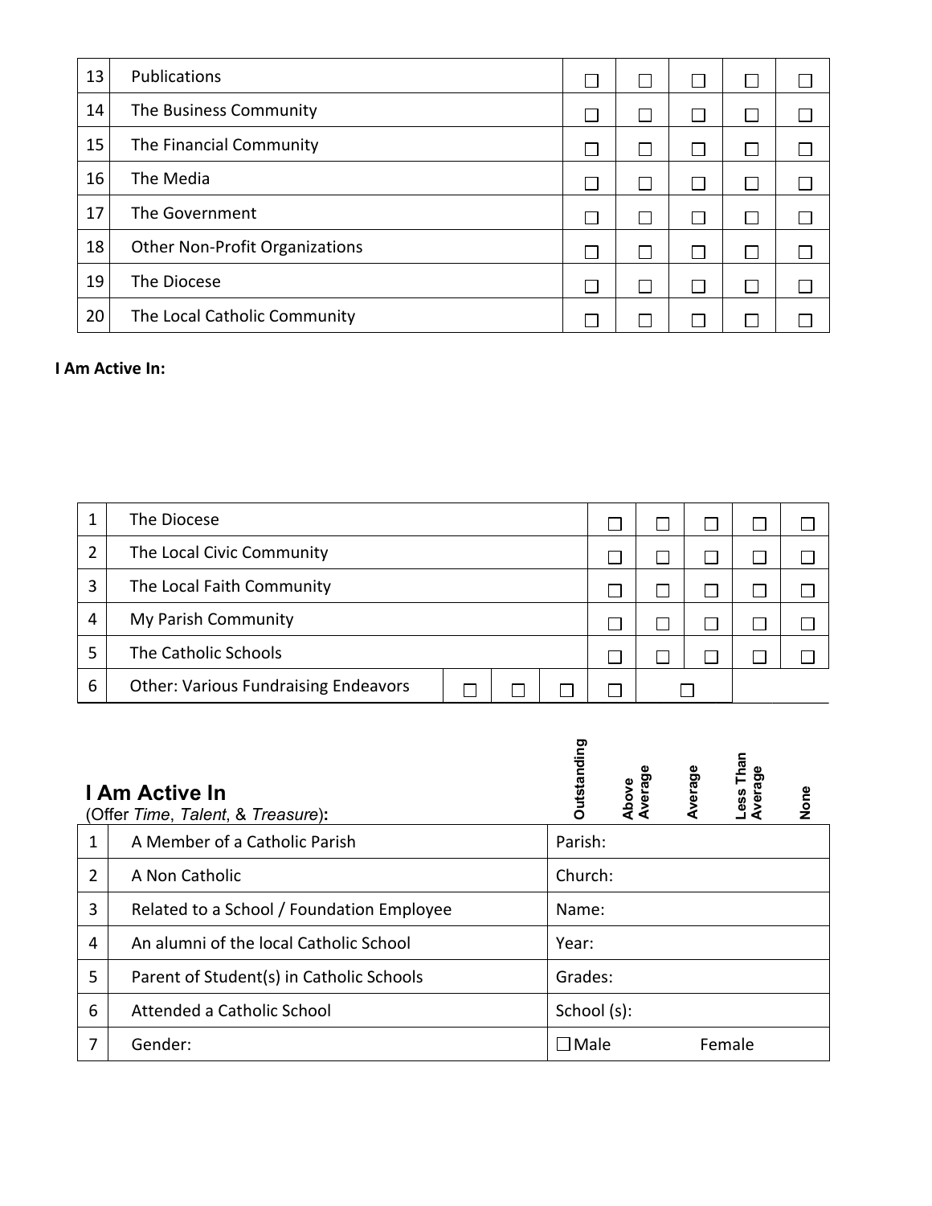| | | | | | | |
|---|---|---|---|---|---|---|
| 13 | Publications | ☐ | ☐ | ☐ | ☐ | ☐ |
| 14 | The Business Community | ☐ | ☐ | ☐ | ☐ | ☐ |
| 15 | The Financial Community | ☐ | ☐ | ☐ | ☐ | ☐ |
| 16 | The Media | ☐ | ☐ | ☐ | ☐ | ☐ |
| 17 | The Government | ☐ | ☐ | ☐ | ☐ | ☐ |
| 18 | Other Non-Profit Organizations | ☐ | ☐ | ☐ | ☐ | ☐ |
| 19 | The Diocese | ☐ | ☐ | ☐ | ☐ | ☐ |
| 20 | The Local Catholic Community | ☐ | ☐ | ☐ | ☐ | ☐ |

**I Am Active In:**

| | | | | | | | | | |
|---|---|---|---|---|---|---|---|---|---|
| 1 | The Diocese | | | | ☐ | ☐ | ☐ | ☐ | ☐ |
| 2 | The Local Civic Community | | | | ☐ | ☐ | ☐ | ☐ | ☐ |
| 3 | The Local Faith Community | | | | ☐ | ☐ | ☐ | ☐ | ☐ |
| 4 | My Parish Community | | | | ☐ | ☐ | ☐ | ☐ | ☐ |
| 5 | The Catholic Schools | | | | ☐ | ☐ | ☐ | ☐ | ☐ |
| 6 | Other: Various Fundraising Endeavors | ☐ | ☐ | ☐ | ☐ | ☐ | | | |

| | **I Am Active In** (Offer *Time*, *Talent*, & *Treasure*)**:** | Outstanding | Above Average | Average | Less Than Average | None |
|---|---|---|---|---|---|---|
| 1 | A Member of a Catholic Parish | Parish: | | | | |
| 2 | A Non Catholic | Church: | | | | |
| 3 | Related to a School / Foundation Employee | Name: | | | | |
| 4 | An alumni of the local Catholic School | Year: | | | | |
| 5 | Parent of Student(s) in Catholic Schools | Grades: | | | | |
| 6 | Attended a Catholic School | School (s): | | | | |
| 7 | Gender: | ☐ Male | | Female | | |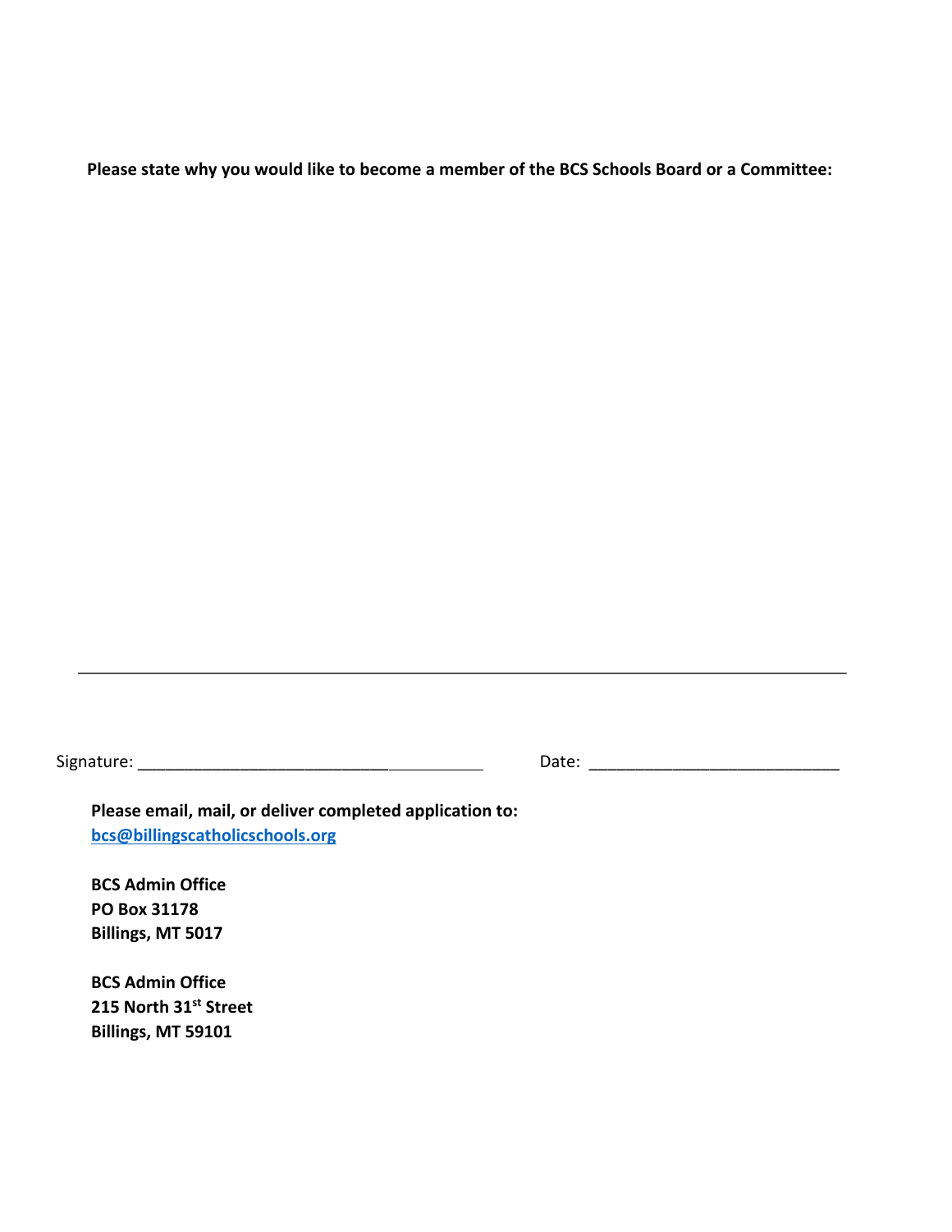**Please state why you would like to become a member of the BCS Schools Board or a Committee:**

---

Signature: ______________________________________ Date: ___________________________

**Please email, mail, or deliver completed application to:**
**bcs@billingscatholicschools.org**

**BCS Admin Office**
**PO Box 31178**
**Billings, MT 5017**

**BCS Admin Office**
**215 North 31st Street**
**Billings, MT 59101**